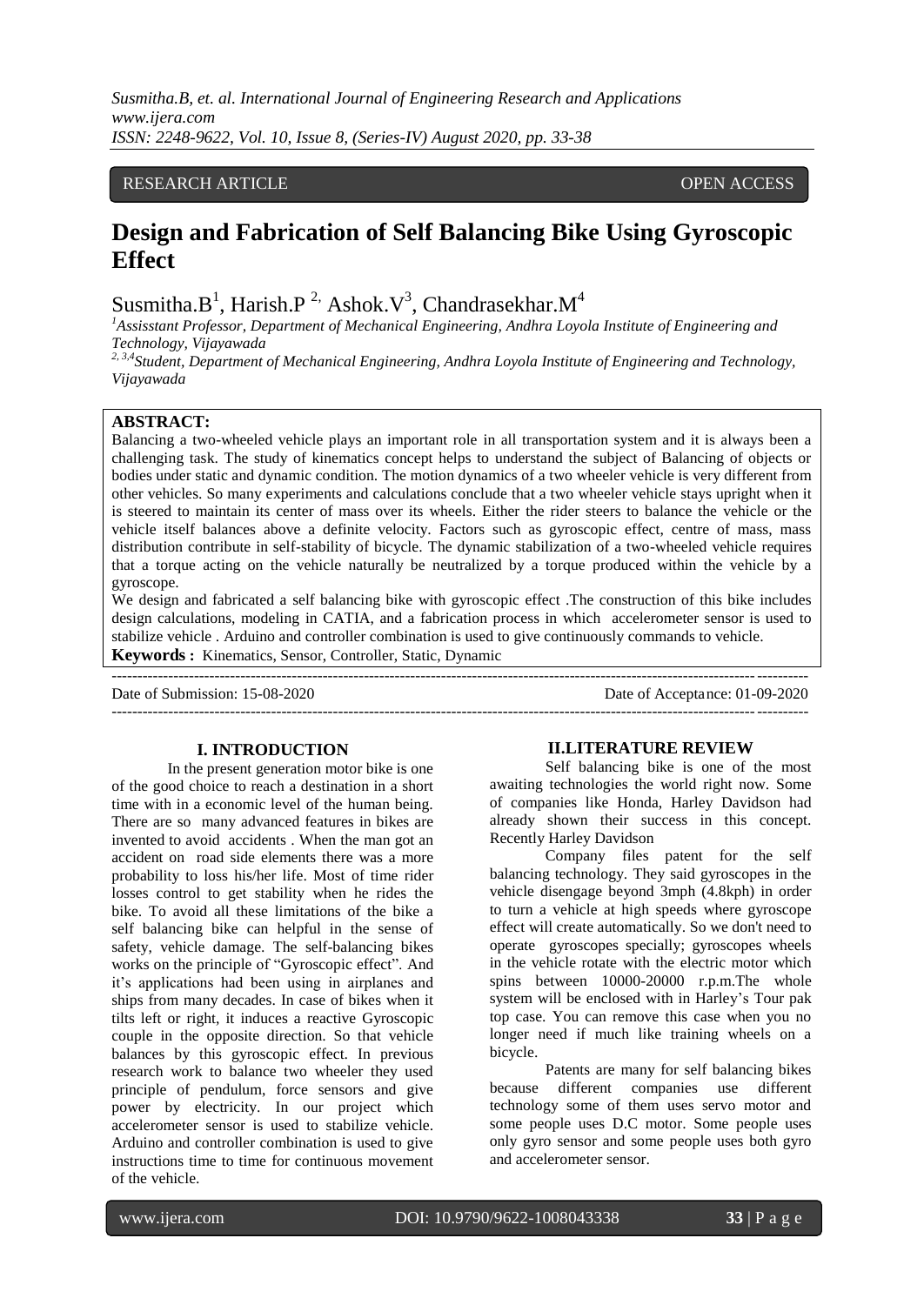RESEARCH ARTICLE OPEN ACCESS

# Design and Fabrication of Self Balancing Bike Using Gyroscopic Effect

Susmitha.B[1], Harish.P [2,] Ashok.V[3], Chandrasekhar.M[4]

[1]*Assisstant Professor, Department of Mechanical Engineering, Andhra Loyola Institute of Engineering and Technology, Vijayawada*

[2, 3,4]*Student, Department of Mechanical Engineering, Andhra Loyola Institute of Engineering and Technology, Vijayawada*

**ABSTRACT:**

Balancing a two-wheeled vehicle plays an important role in all transportation system and it is always been a challenging task. The study of kinematics concept helps to understand the subject of Balancing of objects or bodies under static and dynamic condition. The motion dynamics of a two wheeler vehicle is very different from other vehicles. So many experiments and calculations conclude that a two wheeler vehicle stays upright when it is steered to maintain its center of mass over its wheels. Either the rider steers to balance the vehicle or the vehicle itself balances above a definite velocity. Factors such as gyroscopic effect, centre of mass, mass distribution contribute in self-stability of bicycle. The dynamic stabilization of a two-wheeled vehicle requires that a torque acting on the vehicle naturally be neutralized by a torque produced within the vehicle by a gyroscope.

We design and fabricated a self balancing bike with gyroscopic effect .The construction of this bike includes design calculations, modeling in CATIA, and a fabrication process in which accelerometer sensor is used to stabilize vehicle . Arduino and controller combination is used to give continuously commands to vehicle.

**Keywords :** Kinematics, Sensor, Controller, Static, Dynamic

---

Date of Submission: 15-08-2020 Date of Acceptance: 01-09-2020

---

## I. INTRODUCTION

In the present generation motor bike is one of the good choice to reach a destination in a short time with in a economic level of the human being. There are so many advanced features in bikes are invented to avoid accidents . When the man got an accident on road side elements there was a more probability to loss his/her life. Most of time rider losses control to get stability when he rides the bike. To avoid all these limitations of the bike a self balancing bike can helpful in the sense of safety, vehicle damage. The self-balancing bikes works on the principle of "Gyroscopic effect". And it's applications had been using in airplanes and ships from many decades. In case of bikes when it tilts left or right, it induces a reactive Gyroscopic couple in the opposite direction. So that vehicle balances by this gyroscopic effect. In previous research work to balance two wheeler they used principle of pendulum, force sensors and give power by electricity. In our project which accelerometer sensor is used to stabilize vehicle. Arduino and controller combination is used to give instructions time to time for continuous movement of the vehicle.

## II.LITERATURE REVIEW

Self balancing bike is one of the most awaiting technologies the world right now. Some of companies like Honda, Harley Davidson had already shown their success in this concept. Recently Harley Davidson

Company files patent for the self balancing technology. They said gyroscopes in the vehicle disengage beyond 3mph (4.8kph) in order to turn a vehicle at high speeds where gyroscope effect will create automatically. So we don't need to operate gyroscopes specially; gyroscopes wheels in the vehicle rotate with the electric motor which spins between 10000-20000 r.p.m.The whole system will be enclosed with in Harley's Tour pak top case. You can remove this case when you no longer need if much like training wheels on a bicycle.

Patents are many for self balancing bikes because different companies use different technology some of them uses servo motor and some people uses D.C motor. Some people uses only gyro sensor and some people uses both gyro and accelerometer sensor.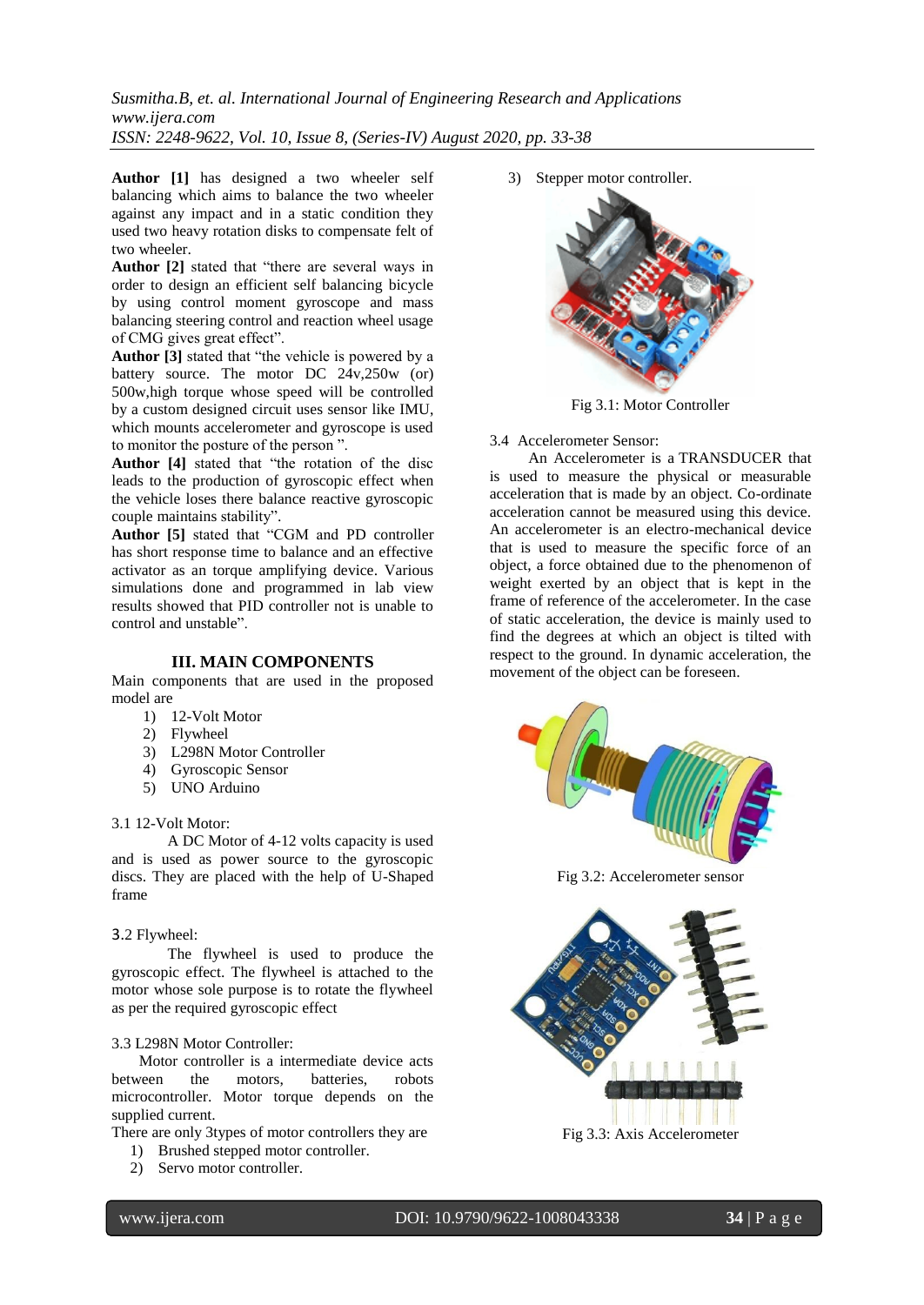**Author [1]** has designed a two wheeler self balancing which aims to balance the two wheeler against any impact and in a static condition they used two heavy rotation disks to compensate felt of two wheeler.

**Author [2]** stated that "there are several ways in order to design an efficient self balancing bicycle by using control moment gyroscope and mass balancing steering control and reaction wheel usage of CMG gives great effect".

**Author [3]** stated that "the vehicle is powered by a battery source. The motor DC 24v,250w (or) 500w,high torque whose speed will be controlled by a custom designed circuit uses sensor like IMU, which mounts accelerometer and gyroscope is used to monitor the posture of the person ".

**Author [4]** stated that "the rotation of the disc leads to the production of gyroscopic effect when the vehicle loses there balance reactive gyroscopic couple maintains stability".

**Author [5]** stated that "CGM and PD controller has short response time to balance and an effective activator as an torque amplifying device. Various simulations done and programmed in lab view results showed that PID controller not is unable to control and unstable".

## III. MAIN COMPONENTS

Main components that are used in the proposed model are

1) 12-Volt Motor
2) Flywheel
3) L298N Motor Controller
4) Gyroscopic Sensor
5) UNO Arduino

### 3.1 12-Volt Motor:

A DC Motor of 4-12 volts capacity is used and is used as power source to the gyroscopic discs. They are placed with the help of U-Shaped frame

### 3.2 Flywheel:

The flywheel is used to produce the gyroscopic effect. The flywheel is attached to the motor whose sole purpose is to rotate the flywheel as per the required gyroscopic effect

### 3.3 L298N Motor Controller:

Motor controller is a intermediate device acts between the motors, batteries, robots microcontroller. Motor torque depends on the supplied current.

There are only 3types of motor controllers they are

1) Brushed stepped motor controller.
2) Servo motor controller.
3) Stepper motor controller.

Fig 3.1: Motor Controller

### 3.4 Accelerometer Sensor:

An Accelerometer is a TRANSDUCER that is used to measure the physical or measurable acceleration that is made by an object. Co-ordinate acceleration cannot be measured using this device. An accelerometer is an electro-mechanical device that is used to measure the specific force of an object, a force obtained due to the phenomenon of weight exerted by an object that is kept in the frame of reference of the accelerometer. In the case of static acceleration, the device is mainly used to find the degrees at which an object is tilted with respect to the ground. In dynamic acceleration, the movement of the object can be foreseen.

Fig 3.2: Accelerometer sensor

Fig 3.3: Axis Accelerometer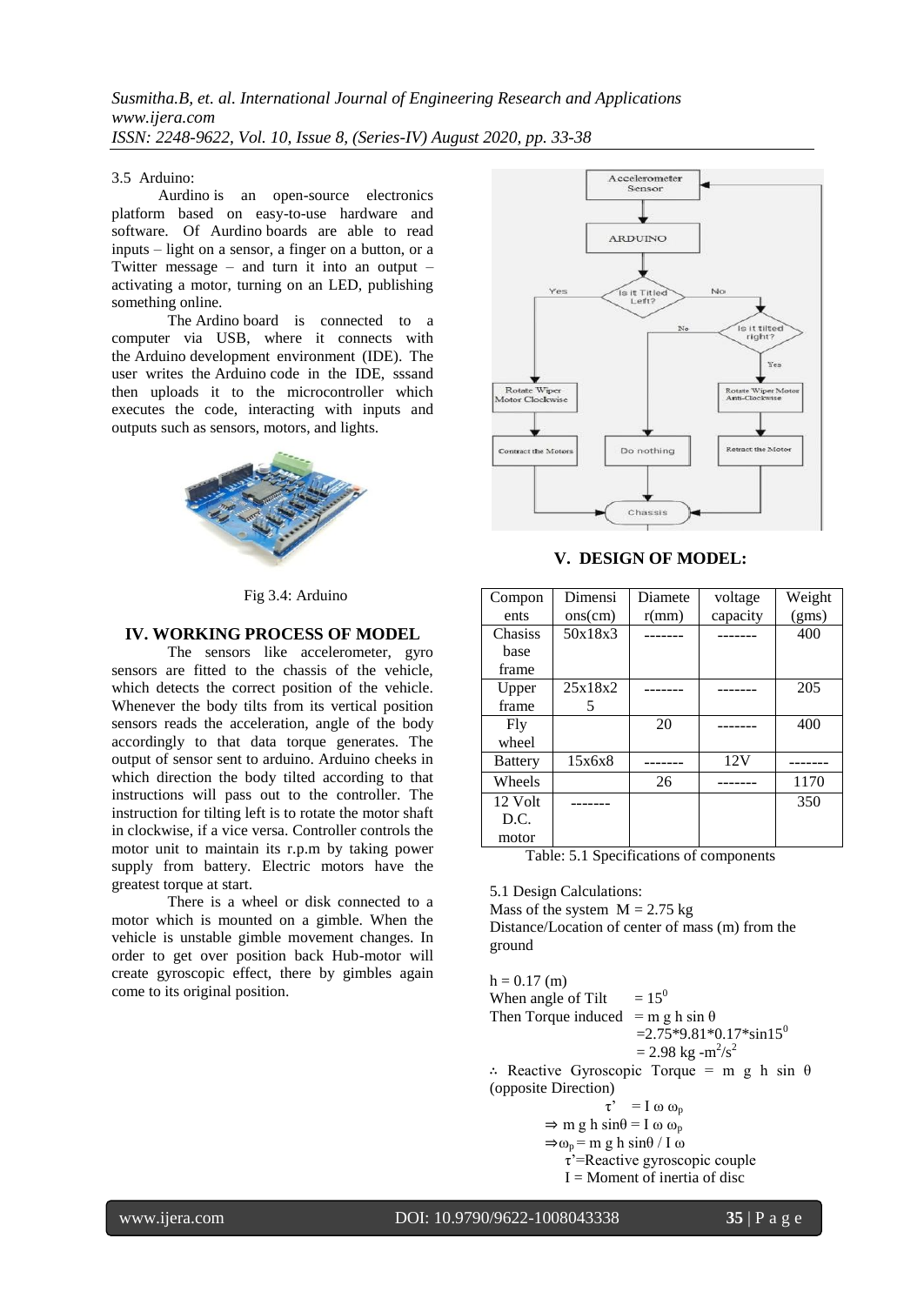3.5 Arduino:

Aurdino is an open-source electronics platform based on easy-to-use hardware and software. Of Aurdino boards are able to read inputs – light on a sensor, a finger on a button, or a Twitter message – and turn it into an output – activating a motor, turning on an LED, publishing something online.

The Ardino board is connected to a computer via USB, where it connects with the Arduino development environment (IDE). The user writes the Arduino code in the IDE, sssand then uploads it to the microcontroller which executes the code, interacting with inputs and outputs such as sensors, motors, and lights.

Fig 3.4: Arduino

## IV. WORKING PROCESS OF MODEL

The sensors like accelerometer, gyro sensors are fitted to the chassis of the vehicle, which detects the correct position of the vehicle. Whenever the body tilts from its vertical position sensors reads the acceleration, angle of the body accordingly to that data torque generates. The output of sensor sent to arduino. Arduino cheeks in which direction the body tilted according to that instructions will pass out to the controller. The instruction for tilting left is to rotate the motor shaft in clockwise, if a vice versa. Controller controls the motor unit to maintain its r.p.m by taking power supply from battery. Electric motors have the greatest torque at start.

There is a wheel or disk connected to a motor which is mounted on a gimble. When the vehicle is unstable gimble movement changes. In order to get over position back Hub-motor will create gyroscopic effect, there by gimbles again come to its original position.

## V. DESIGN OF MODEL:

| Components | Dimensions(cm) | Diameter(mm) | voltage capacity | Weight (gms) |
|---|---|---|---|---|
| Chasiss base frame | 50x18x3 | ------- | ------- | 400 |
| Upper frame | 25x18x25 | ------- | ------- | 205 |
| Fly wheel | | 20 | ------- | 400 |
| Battery | 15x6x8 | ------- | 12V | ------- |
| Wheels | | 26 | ------- | 1170 |
| 12 Volt D.C. motor | ------- | | | 350 |

Table: 5.1 Specifications of components

5.1 Design Calculations:

Mass of the system $M = 2.75$ kg

Distance/Location of center of mass (m) from the ground

$h = 0.17$ (m)

When angle of Tilt $= 15^0$

Then Torque induced $= m\ g\ h \sin\theta$

$= 2.75*9.81*0.17*\sin 15^0$

$= 2.98\ kg\text{-}m^2/s^2$

$\therefore$ Reactive Gyroscopic Torque $= m\ g\ h \sin\theta$ (opposite Direction)

$$\tau' = I\ \omega\ \omega_p$$

$$\Rightarrow m\ g\ h \sin\theta = I\ \omega\ \omega_p$$

$$\Rightarrow \omega_p = m\ g\ h \sin\theta / I\ \omega$$

τ'=Reactive gyroscopic couple

I = Moment of inertia of disc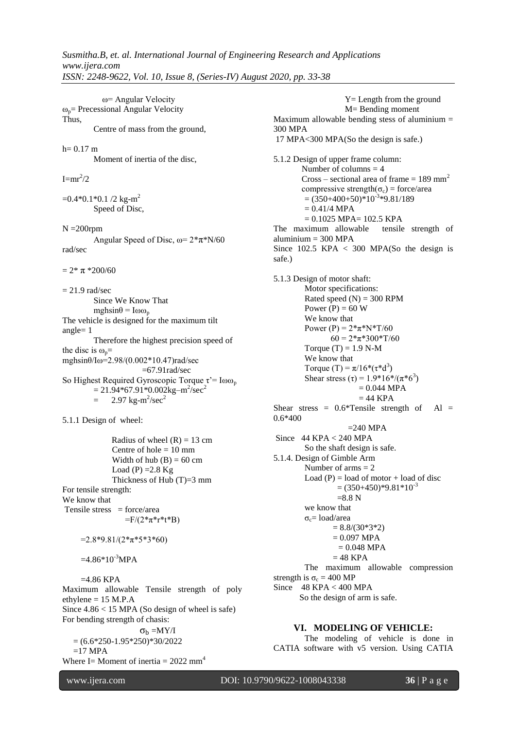ω= Angular Velocity

$\omega_p$= Precessional Angular Velocity

Thus,

Centre of mass from the ground,

h= 0.17 m

Moment of inertia of the disc,

$I=mr^2/2$

$=0.4*0.1*0.1 /2$ kg-$m^2$

Speed of Disc,

N =200rpm

Angular Speed of Disc, ω= 2*π*N/60 rad/sec

= 2* π *200/60

= 21.9 rad/sec

Since We Know That

$mghsin\theta = I\omega\omega_p$

The vehicle is designed for the maximum tilt angle= 1

Therefore the highest precision speed of the disc is $\omega_p$= $mghsin\theta/I\omega$=2.98/(0.002*10.47)rad/sec

=67.91rad/sec

So Highest Required Gyroscopic Torque $\tau' = I\omega\omega_p$

= 21.94*67.91*0.002kg–$m^2$/$sec^2$

= 2.97 kg-$m^2$/$sec^2$

5.1.1 Design of wheel:

Radius of wheel (R) = 13 cm

Centre of hole = 10 mm

Width of hub (B) = 60 cm

Load (P) =2.8 Kg

Thickness of Hub (T)=3 mm

For tensile strength:

We know that

Tensile stress = force/area

=F/(2*π*r*t*B)

=2.8*9.81/(2*π*5*3*60)

=4.86*$10^{-3}$MPA

=4.86 KPA

Maximum allowable Tensile strength of poly ethylene = 15 M.P.A

Since 4.86 < 15 MPA (So design of wheel is safe)

For bending strength of chasis:

$\sigma_b$ =MY/I

= (6.6*250-1.95*250)*30/2022

=17 MPA

Where I= Moment of inertia = 2022 $mm^4$

Y= Length from the ground

M= Bending moment

Maximum allowable bending stess of aluminium = 300 MPA

17 MPA<300 MPA(So the design is safe.)

5.1.2 Design of upper frame column:

Number of columns = 4

Cross – sectional area of frame = 189 $mm^2$

compressive strength($\sigma_c$) = force/area

= (350+400+50)*$10^{-3}$*9.81/189

= 0.41/4 MPA

= 0.1025 MPA= 102.5 KPA

The maximum allowable tensile strength of aluminium = 300 MPA

Since 102.5 KPA < 300 MPA(So the design is safe.)

5.1.3 Design of motor shaft:

Motor specifications:

Rated speed (N) = 300 RPM

Power (P) = 60 W

We know that

Power (P) = 2*π*N*T/60

60 = 2*π*300*T/60

Torque (T) = 1.9 N-M

We know that

Torque (T) = π/16*(τ*$d^3$)

Shear stress (τ) = 1.9*16*/(π*$6^3$)

= 0.044 MPA

= 44 KPA

Shear stress = 0.6*Tensile strength of Al = 0.6*400

=240 MPA

Since 44 KPA < 240 MPA

So the shaft design is safe.

5.1.4. Design of Gimble Arm

Number of arms = 2

Load (P) = load of motor + load of disc

= (350+450)*9.81*$10^{-3}$

=8.8 N

we know that

$\sigma_c$= load/area

= 8.8/(30*3*2)

= 0.097 MPA

= 0.048 MPA

= 48 KPA

The maximum allowable compression strength is $\sigma_c$ = 400 MP

Since 48 KPA < 400 MPA

So the design of arm is safe.

## VI. MODELING OF VEHICLE:

The modeling of vehicle is done in CATIA software with v5 version. Using CATIA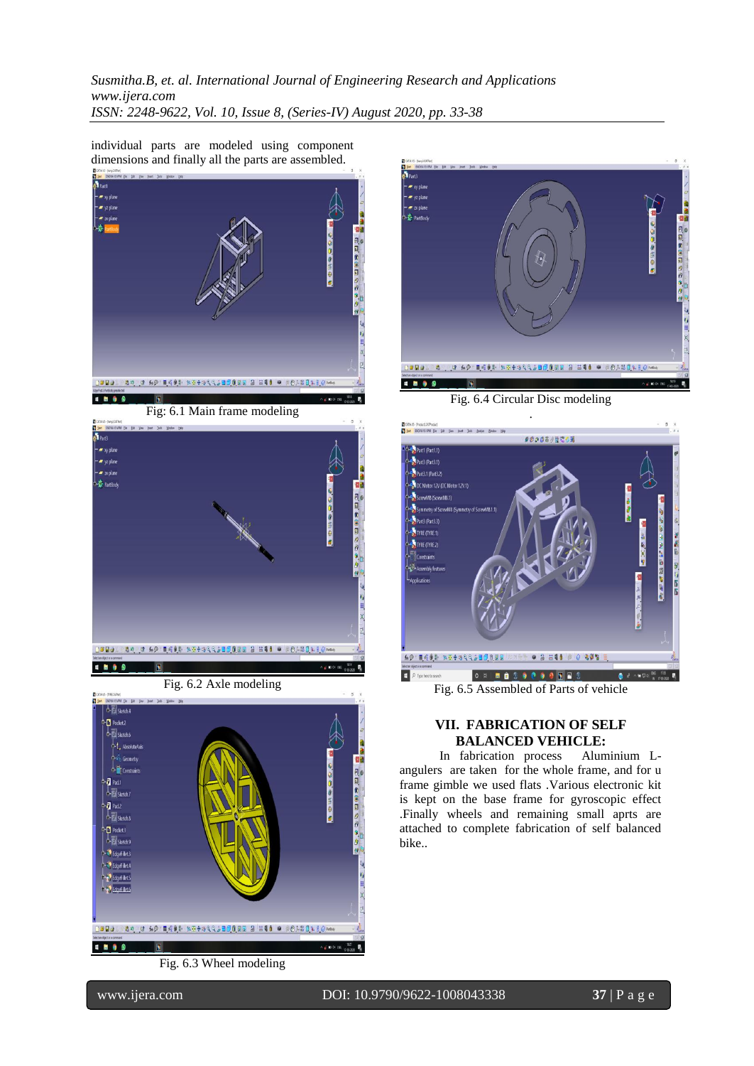individual parts are modeled using component dimensions and finally all the parts are assembled.

Fig: 6.1 Main frame modeling

Fig. 6.2 Axle modeling

Fig. 6.3 Wheel modeling

Fig. 6.4 Circular Disc modeling

Fig. 6.5 Assembled of Parts of vehicle

## VII. FABRICATION OF SELF BALANCED VEHICLE:

In fabrication process Aluminium L-angulers are taken for the whole frame, and for u frame gimble we used flats .Various electronic kit is kept on the base frame for gyroscopic effect .Finally wheels and remaining small aprts are attached to complete fabrication of self balanced bike..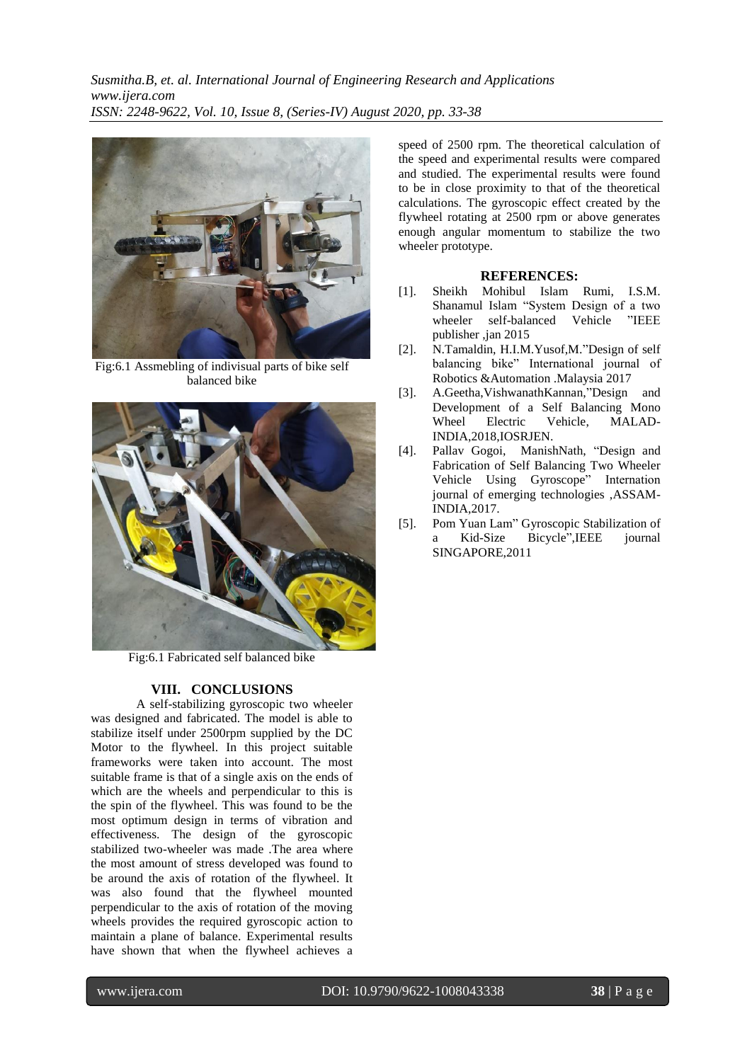Fig:6.1 Assmebling of indivisual parts of bike self balanced bike

Fig:6.1 Fabricated self balanced bike

## VIII. CONCLUSIONS

A self-stabilizing gyroscopic two wheeler was designed and fabricated. The model is able to stabilize itself under 2500rpm supplied by the DC Motor to the flywheel. In this project suitable frameworks were taken into account. The most suitable frame is that of a single axis on the ends of which are the wheels and perpendicular to this is the spin of the flywheel. This was found to be the most optimum design in terms of vibration and effectiveness. The design of the gyroscopic stabilized two-wheeler was made .The area where the most amount of stress developed was found to be around the axis of rotation of the flywheel. It was also found that the flywheel mounted perpendicular to the axis of rotation of the moving wheels provides the required gyroscopic action to maintain a plane of balance. Experimental results have shown that when the flywheel achieves a speed of 2500 rpm. The theoretical calculation of the speed and experimental results were compared and studied. The experimental results were found to be in close proximity to that of the theoretical calculations. The gyroscopic effect created by the flywheel rotating at 2500 rpm or above generates enough angular momentum to stabilize the two wheeler prototype.

## REFERENCES:

[1]. Sheikh Mohibul Islam Rumi, I.S.M. Shanamul Islam "System Design of a two wheeler self-balanced Vehicle "IEEE publisher ,jan 2015

[2]. N.Tamaldin, H.I.M.Yusof,M."Design of self balancing bike" International journal of Robotics &Automation .Malaysia 2017

[3]. A.Geetha,VishwanathKannan,"Design and Development of a Self Balancing Mono Wheel Electric Vehicle, MALAD-INDIA,2018,IOSRJEN.

[4]. Pallav Gogoi, ManishNath, "Design and Fabrication of Self Balancing Two Wheeler Vehicle Using Gyroscope" Internation journal of emerging technologies ,ASSAM-INDIA,2017.

[5]. Pom Yuan Lam" Gyroscopic Stabilization of a Kid-Size Bicycle",IEEE journal SINGAPORE,2011